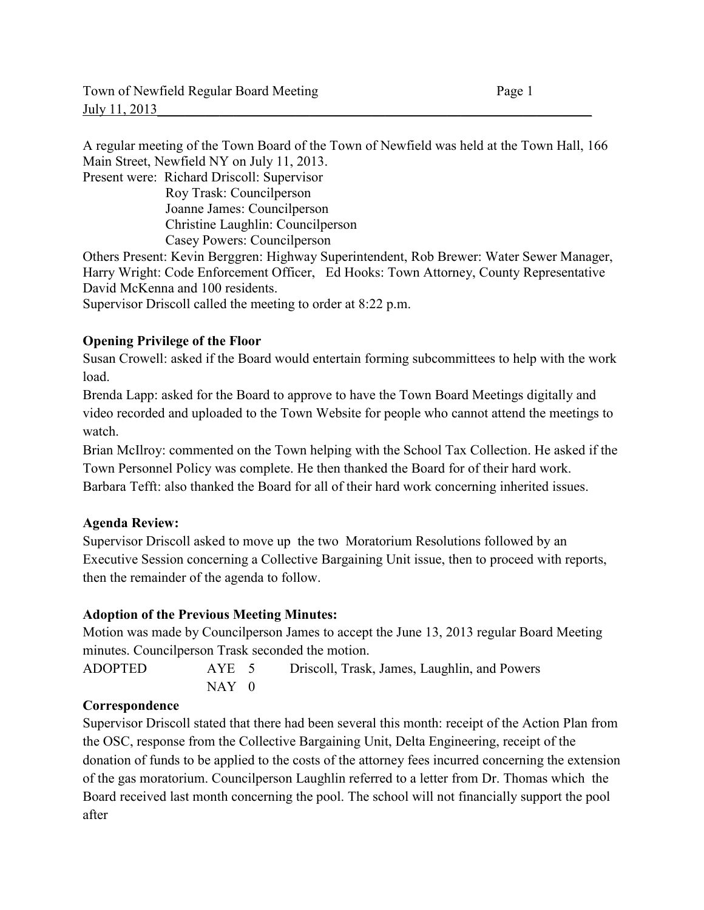A regular meeting of the Town Board of the Town of Newfield was held at the Town Hall, 166 Main Street, Newfield NY on July 11, 2013.

Present were: Richard Driscoll: Supervisor
Roy Trask: Councilperson
Joanne James: Councilperson
Christine Laughlin: Councilperson
Casey Powers: Councilperson

Others Present: Kevin Berggren: Highway Superintendent, Rob Brewer: Water Sewer Manager, Harry Wright: Code Enforcement Officer, Ed Hooks: Town Attorney, County Representative David McKenna and 100 residents.

Supervisor Driscoll called the meeting to order at 8:22 p.m.

**Opening Privilege of the Floor**

Susan Crowell: asked if the Board would entertain forming subcommittees to help with the work load.

Brenda Lapp: asked for the Board to approve to have the Town Board Meetings digitally and video recorded and uploaded to the Town Website for people who cannot attend the meetings to watch.

Brian McIlroy: commented on the Town helping with the School Tax Collection. He asked if the Town Personnel Policy was complete. He then thanked the Board for of their hard work.

Barbara Tefft: also thanked the Board for all of their hard work concerning inherited issues.

**Agenda Review:**

Supervisor Driscoll asked to move up the two Moratorium Resolutions followed by an Executive Session concerning a Collective Bargaining Unit issue, then to proceed with reports, then the remainder of the agenda to follow.

**Adoption of the Previous Meeting Minutes:**

Motion was made by Councilperson James to accept the June 13, 2013 regular Board Meeting minutes. Councilperson Trask seconded the motion.

| ADOPTED | AYE 5 | Driscoll, Trask, James, Laughlin, and Powers |
|---|---|---|
| | NAY 0 | |

**Correspondence**

Supervisor Driscoll stated that there had been several this month: receipt of the Action Plan from the OSC, response from the Collective Bargaining Unit, Delta Engineering, receipt of the donation of funds to be applied to the costs of the attorney fees incurred concerning the extension of the gas moratorium. Councilperson Laughlin referred to a letter from Dr. Thomas which the Board received last month concerning the pool. The school will not financially support the pool after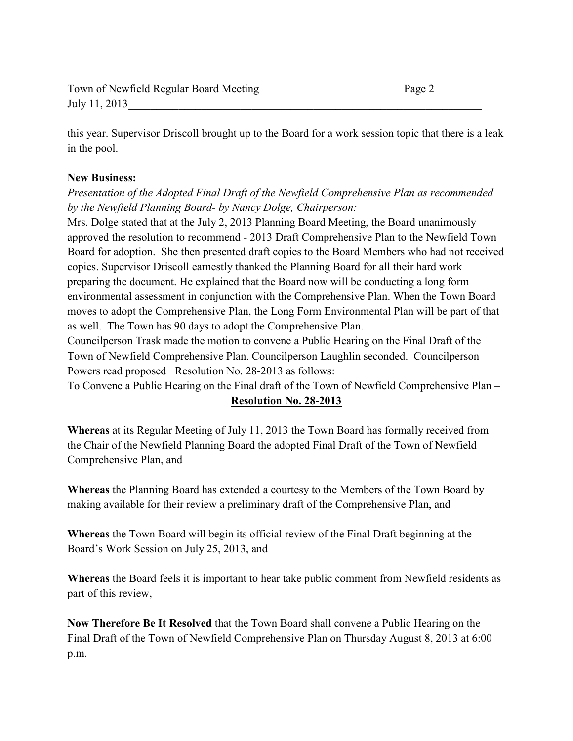this year. Supervisor Driscoll brought up to the Board for a work session topic that there is a leak in the pool.

**New Business:**

*Presentation of the Adopted Final Draft of the Newfield Comprehensive Plan as recommended by the Newfield Planning Board- by Nancy Dolge, Chairperson:*

Mrs. Dolge stated that at the July 2, 2013 Planning Board Meeting, the Board unanimously approved the resolution to recommend - 2013 Draft Comprehensive Plan to the Newfield Town Board for adoption. She then presented draft copies to the Board Members who had not received copies. Supervisor Driscoll earnestly thanked the Planning Board for all their hard work preparing the document. He explained that the Board now will be conducting a long form environmental assessment in conjunction with the Comprehensive Plan. When the Town Board moves to adopt the Comprehensive Plan, the Long Form Environmental Plan will be part of that as well. The Town has 90 days to adopt the Comprehensive Plan.

Councilperson Trask made the motion to convene a Public Hearing on the Final Draft of the Town of Newfield Comprehensive Plan. Councilperson Laughlin seconded. Councilperson Powers read proposed Resolution No. 28-2013 as follows:

To Convene a Public Hearing on the Final draft of the Town of Newfield Comprehensive Plan –

**Resolution No. 28-2013**

**Whereas** at its Regular Meeting of July 11, 2013 the Town Board has formally received from the Chair of the Newfield Planning Board the adopted Final Draft of the Town of Newfield Comprehensive Plan, and

**Whereas** the Planning Board has extended a courtesy to the Members of the Town Board by making available for their review a preliminary draft of the Comprehensive Plan, and

**Whereas** the Town Board will begin its official review of the Final Draft beginning at the Board's Work Session on July 25, 2013, and

**Whereas** the Board feels it is important to hear take public comment from Newfield residents as part of this review,

**Now Therefore Be It Resolved** that the Town Board shall convene a Public Hearing on the Final Draft of the Town of Newfield Comprehensive Plan on Thursday August 8, 2013 at 6:00 p.m.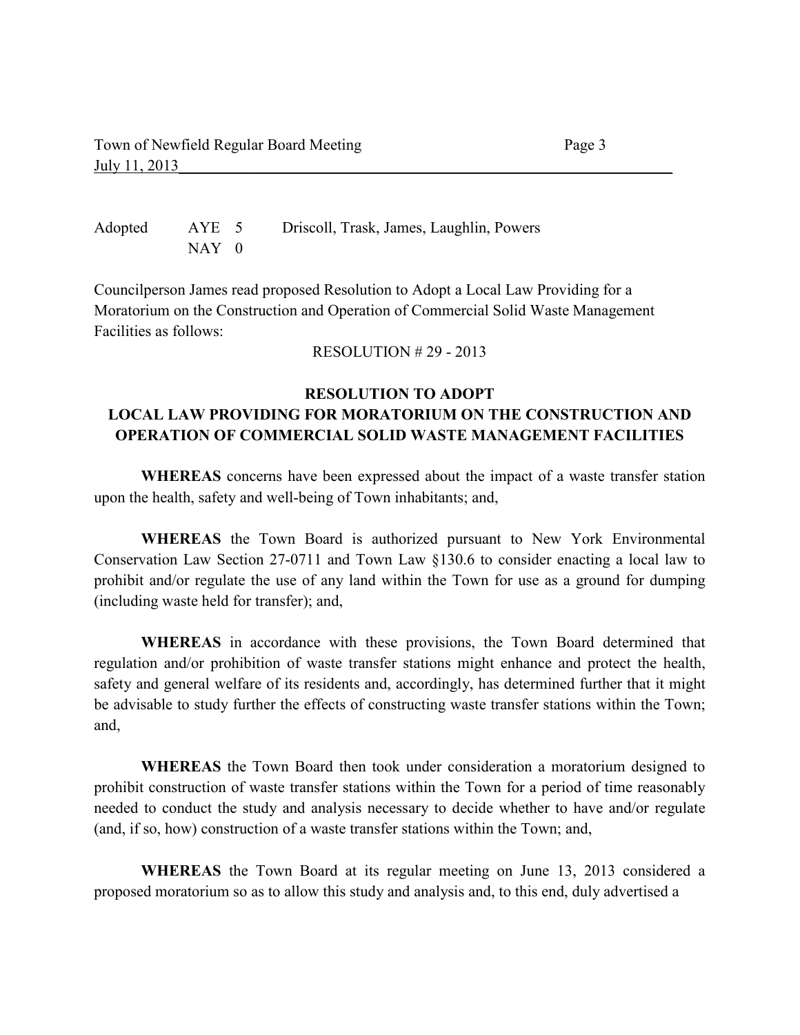| Adopted | AYE 5 | Driscoll, Trask, James, Laughlin, Powers |
| --- | --- | --- |
| | NAY 0 | |

Councilperson James read proposed Resolution to Adopt a Local Law Providing for a Moratorium on the Construction and Operation of Commercial Solid Waste Management Facilities as follows:

RESOLUTION # 29 - 2013

**RESOLUTION TO ADOPT**
**LOCAL LAW PROVIDING FOR MORATORIUM ON THE CONSTRUCTION AND OPERATION OF COMMERCIAL SOLID WASTE MANAGEMENT FACILITIES**

**WHEREAS** concerns have been expressed about the impact of a waste transfer station upon the health, safety and well-being of Town inhabitants; and,

**WHEREAS** the Town Board is authorized pursuant to New York Environmental Conservation Law Section 27-0711 and Town Law §130.6 to consider enacting a local law to prohibit and/or regulate the use of any land within the Town for use as a ground for dumping (including waste held for transfer); and,

**WHEREAS** in accordance with these provisions, the Town Board determined that regulation and/or prohibition of waste transfer stations might enhance and protect the health, safety and general welfare of its residents and, accordingly, has determined further that it might be advisable to study further the effects of constructing waste transfer stations within the Town; and,

**WHEREAS** the Town Board then took under consideration a moratorium designed to prohibit construction of waste transfer stations within the Town for a period of time reasonably needed to conduct the study and analysis necessary to decide whether to have and/or regulate (and, if so, how) construction of a waste transfer stations within the Town; and,

**WHEREAS** the Town Board at its regular meeting on June 13, 2013 considered a proposed moratorium so as to allow this study and analysis and, to this end, duly advertised a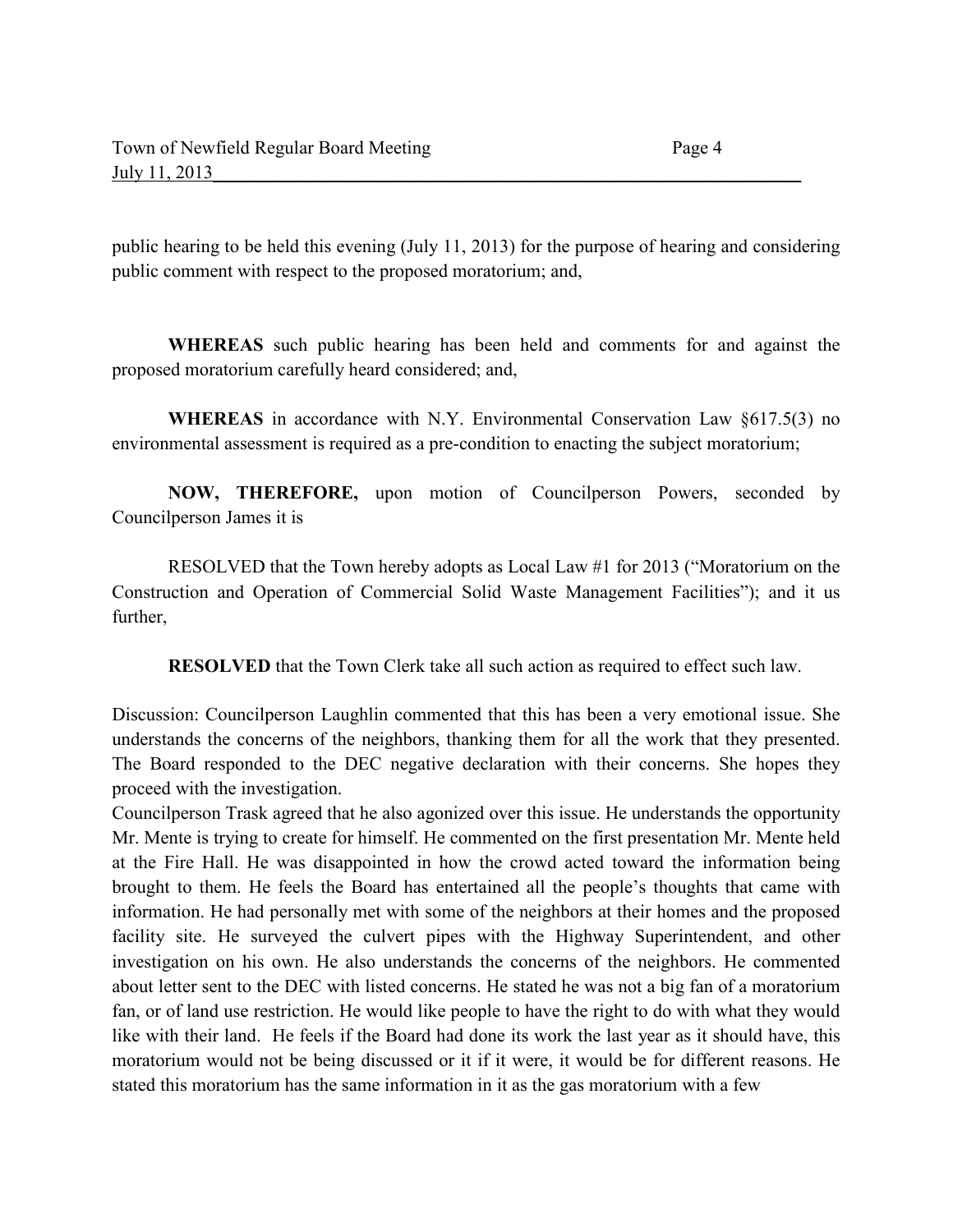public hearing to be held this evening (July 11, 2013) for the purpose of hearing and considering public comment with respect to the proposed moratorium; and,

**WHEREAS** such public hearing has been held and comments for and against the proposed moratorium carefully heard considered; and,

**WHEREAS** in accordance with N.Y. Environmental Conservation Law §617.5(3) no environmental assessment is required as a pre-condition to enacting the subject moratorium;

**NOW, THEREFORE,** upon motion of Councilperson Powers, seconded by Councilperson James it is

RESOLVED that the Town hereby adopts as Local Law #1 for 2013 ("Moratorium on the Construction and Operation of Commercial Solid Waste Management Facilities"); and it us further,

**RESOLVED** that the Town Clerk take all such action as required to effect such law.

Discussion: Councilperson Laughlin commented that this has been a very emotional issue. She understands the concerns of the neighbors, thanking them for all the work that they presented. The Board responded to the DEC negative declaration with their concerns. She hopes they proceed with the investigation.
Councilperson Trask agreed that he also agonized over this issue. He understands the opportunity Mr. Mente is trying to create for himself. He commented on the first presentation Mr. Mente held at the Fire Hall. He was disappointed in how the crowd acted toward the information being brought to them. He feels the Board has entertained all the people's thoughts that came with information. He had personally met with some of the neighbors at their homes and the proposed facility site. He surveyed the culvert pipes with the Highway Superintendent, and other investigation on his own. He also understands the concerns of the neighbors. He commented about letter sent to the DEC with listed concerns. He stated he was not a big fan of a moratorium fan, or of land use restriction. He would like people to have the right to do with what they would like with their land. He feels if the Board had done its work the last year as it should have, this moratorium would not be being discussed or it if it were, it would be for different reasons. He stated this moratorium has the same information in it as the gas moratorium with a few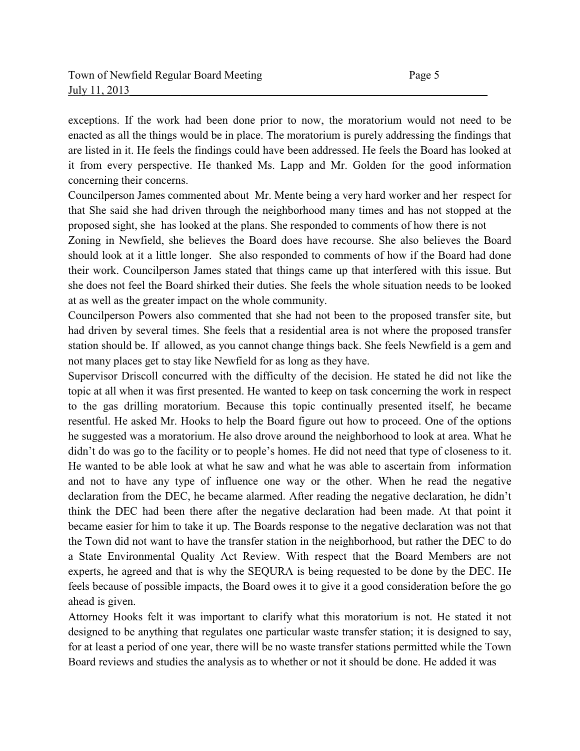exceptions. If the work had been done prior to now, the moratorium would not need to be enacted as all the things would be in place. The moratorium is purely addressing the findings that are listed in it. He feels the findings could have been addressed. He feels the Board has looked at it from every perspective. He thanked Ms. Lapp and Mr. Golden for the good information concerning their concerns.

Councilperson James commented about Mr. Mente being a very hard worker and her respect for that She said she had driven through the neighborhood many times and has not stopped at the proposed sight, she has looked at the plans. She responded to comments of how there is not Zoning in Newfield, she believes the Board does have recourse. She also believes the Board should look at it a little longer. She also responded to comments of how if the Board had done their work. Councilperson James stated that things came up that interfered with this issue. But she does not feel the Board shirked their duties. She feels the whole situation needs to be looked at as well as the greater impact on the whole community.

Councilperson Powers also commented that she had not been to the proposed transfer site, but had driven by several times. She feels that a residential area is not where the proposed transfer station should be. If allowed, as you cannot change things back. She feels Newfield is a gem and not many places get to stay like Newfield for as long as they have.

Supervisor Driscoll concurred with the difficulty of the decision. He stated he did not like the topic at all when it was first presented. He wanted to keep on task concerning the work in respect to the gas drilling moratorium. Because this topic continually presented itself, he became resentful. He asked Mr. Hooks to help the Board figure out how to proceed. One of the options he suggested was a moratorium. He also drove around the neighborhood to look at area. What he didn't do was go to the facility or to people's homes. He did not need that type of closeness to it. He wanted to be able look at what he saw and what he was able to ascertain from information and not to have any type of influence one way or the other. When he read the negative declaration from the DEC, he became alarmed. After reading the negative declaration, he didn't think the DEC had been there after the negative declaration had been made. At that point it became easier for him to take it up. The Boards response to the negative declaration was not that the Town did not want to have the transfer station in the neighborhood, but rather the DEC to do a State Environmental Quality Act Review. With respect that the Board Members are not experts, he agreed and that is why the SEQURA is being requested to be done by the DEC. He feels because of possible impacts, the Board owes it to give it a good consideration before the go ahead is given.

Attorney Hooks felt it was important to clarify what this moratorium is not. He stated it not designed to be anything that regulates one particular waste transfer station; it is designed to say, for at least a period of one year, there will be no waste transfer stations permitted while the Town Board reviews and studies the analysis as to whether or not it should be done. He added it was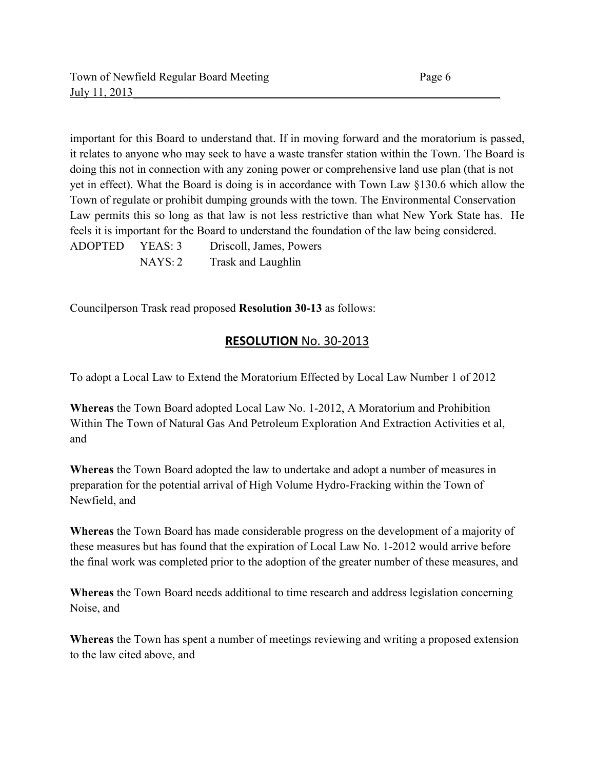important for this Board to understand that. If in moving forward and the moratorium is passed, it relates to anyone who may seek to have a waste transfer station within the Town. The Board is doing this not in connection with any zoning power or comprehensive land use plan (that is not yet in effect). What the Board is doing is in accordance with Town Law §130.6 which allow the Town of regulate or prohibit dumping grounds with the town. The Environmental Conservation Law permits this so long as that law is not less restrictive than what New York State has. He feels it is important for the Board to understand the foundation of the law being considered.

| ADOPTED | YEAS: 3 | Driscoll, James, Powers |
|---|---|---|
| | NAYS: 2 | Trask and Laughlin |

Councilperson Trask read proposed **Resolution 30-13** as follows:

## **RESOLUTION** No. 30-2013

To adopt a Local Law to Extend the Moratorium Effected by Local Law Number 1 of 2012

**Whereas** the Town Board adopted Local Law No. 1-2012, A Moratorium and Prohibition Within The Town of Natural Gas And Petroleum Exploration And Extraction Activities et al, and

**Whereas** the Town Board adopted the law to undertake and adopt a number of measures in preparation for the potential arrival of High Volume Hydro-Fracking within the Town of Newfield, and

**Whereas** the Town Board has made considerable progress on the development of a majority of these measures but has found that the expiration of Local Law No. 1-2012 would arrive before the final work was completed prior to the adoption of the greater number of these measures, and

**Whereas** the Town Board needs additional to time research and address legislation concerning Noise, and

**Whereas** the Town has spent a number of meetings reviewing and writing a proposed extension to the law cited above, and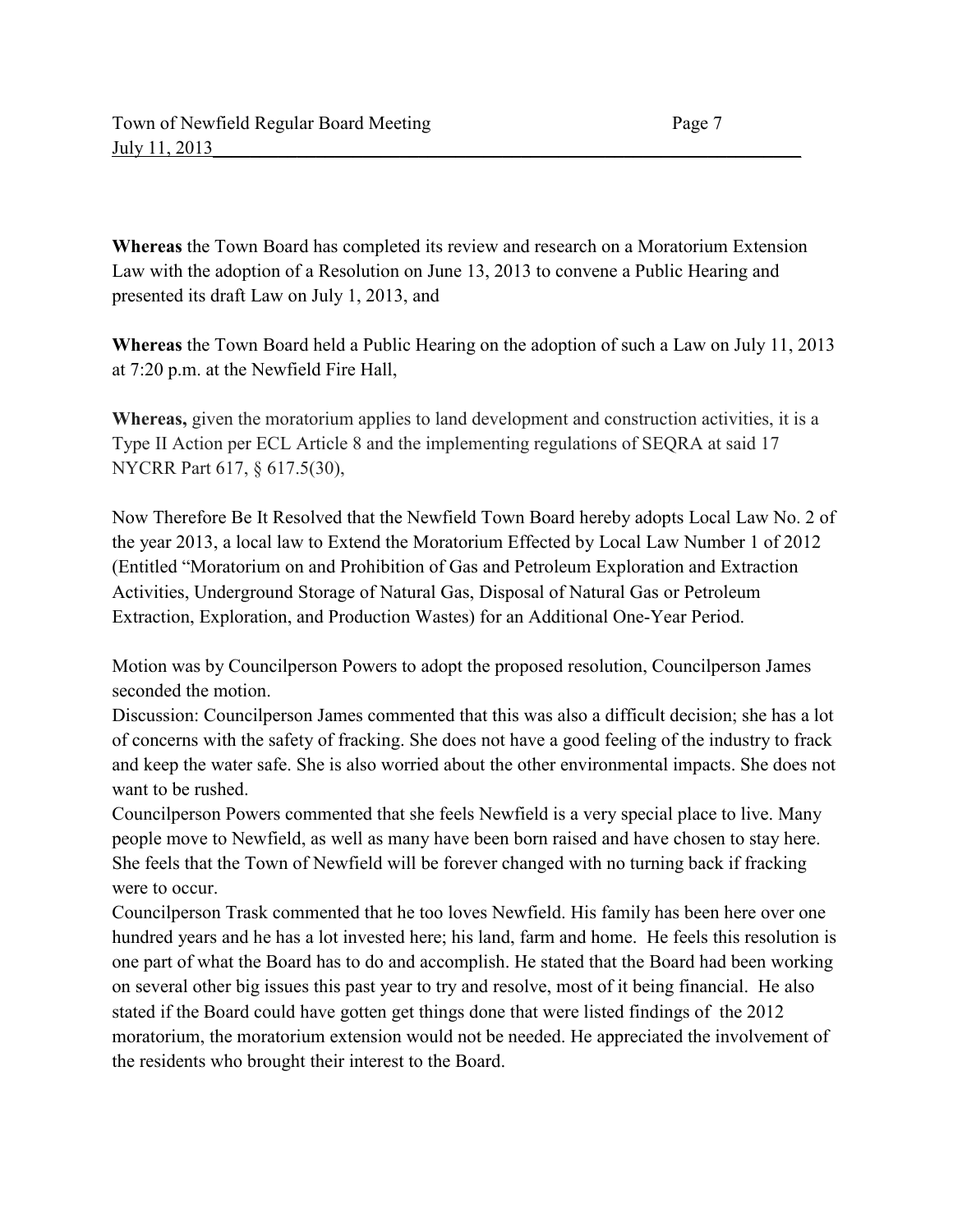**Whereas** the Town Board has completed its review and research on a Moratorium Extension Law with the adoption of a Resolution on June 13, 2013 to convene a Public Hearing and presented its draft Law on July 1, 2013, and

**Whereas** the Town Board held a Public Hearing on the adoption of such a Law on July 11, 2013 at 7:20 p.m. at the Newfield Fire Hall,

**Whereas,** given the moratorium applies to land development and construction activities, it is a Type II Action per ECL Article 8 and the implementing regulations of SEQRA at said 17 NYCRR Part 617, § 617.5(30),

Now Therefore Be It Resolved that the Newfield Town Board hereby adopts Local Law No. 2 of the year 2013, a local law to Extend the Moratorium Effected by Local Law Number 1 of 2012 (Entitled "Moratorium on and Prohibition of Gas and Petroleum Exploration and Extraction Activities, Underground Storage of Natural Gas, Disposal of Natural Gas or Petroleum Extraction, Exploration, and Production Wastes) for an Additional One-Year Period.

Motion was by Councilperson Powers to adopt the proposed resolution, Councilperson James seconded the motion.

Discussion: Councilperson James commented that this was also a difficult decision; she has a lot of concerns with the safety of fracking. She does not have a good feeling of the industry to frack and keep the water safe. She is also worried about the other environmental impacts. She does not want to be rushed.

Councilperson Powers commented that she feels Newfield is a very special place to live. Many people move to Newfield, as well as many have been born raised and have chosen to stay here. She feels that the Town of Newfield will be forever changed with no turning back if fracking were to occur.

Councilperson Trask commented that he too loves Newfield. His family has been here over one hundred years and he has a lot invested here; his land, farm and home. He feels this resolution is one part of what the Board has to do and accomplish. He stated that the Board had been working on several other big issues this past year to try and resolve, most of it being financial. He also stated if the Board could have gotten get things done that were listed findings of the 2012 moratorium, the moratorium extension would not be needed. He appreciated the involvement of the residents who brought their interest to the Board.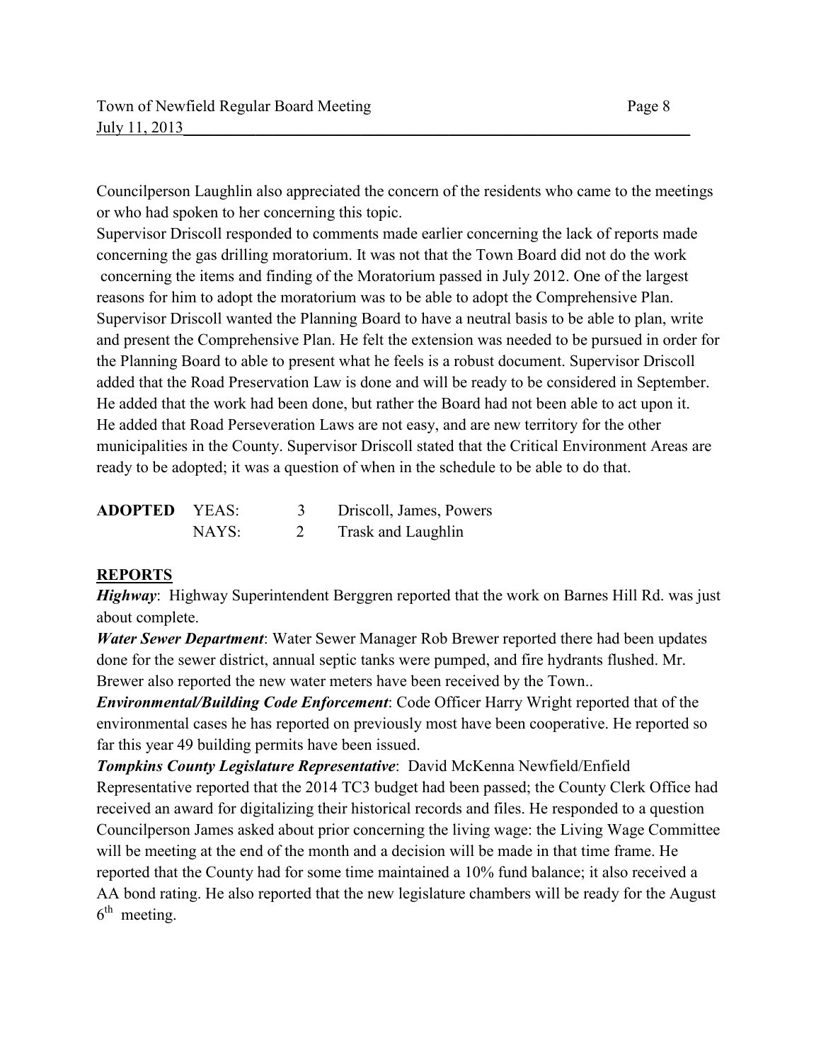Councilperson Laughlin also appreciated the concern of the residents who came to the meetings or who had spoken to her concerning this topic.
Supervisor Driscoll responded to comments made earlier concerning the lack of reports made concerning the gas drilling moratorium. It was not that the Town Board did not do the work concerning the items and finding of the Moratorium passed in July 2012. One of the largest reasons for him to adopt the moratorium was to be able to adopt the Comprehensive Plan. Supervisor Driscoll wanted the Planning Board to have a neutral basis to be able to plan, write and present the Comprehensive Plan. He felt the extension was needed to be pursued in order for the Planning Board to able to present what he feels is a robust document. Supervisor Driscoll added that the Road Preservation Law is done and will be ready to be considered in September. He added that the work had been done, but rather the Board had not been able to act upon it. He added that Road Perseveration Laws are not easy, and are new territory for the other municipalities in the County. Supervisor Driscoll stated that the Critical Environment Areas are ready to be adopted; it was a question of when in the schedule to be able to do that.

| **ADOPTED** | YEAS: | 3 | Driscoll, James, Powers |
|---|---|---|---|
| | NAYS: | 2 | Trask and Laughlin |

## REPORTS

***Highway***: Highway Superintendent Berggren reported that the work on Barnes Hill Rd. was just about complete.

***Water Sewer Department***: Water Sewer Manager Rob Brewer reported there had been updates done for the sewer district, annual septic tanks were pumped, and fire hydrants flushed. Mr. Brewer also reported the new water meters have been received by the Town..

***Environmental/Building Code Enforcement***: Code Officer Harry Wright reported that of the environmental cases he has reported on previously most have been cooperative. He reported so far this year 49 building permits have been issued.

***Tompkins County Legislature Representative***: David McKenna Newfield/Enfield Representative reported that the 2014 TC3 budget had been passed; the County Clerk Office had received an award for digitalizing their historical records and files. He responded to a question Councilperson James asked about prior concerning the living wage: the Living Wage Committee will be meeting at the end of the month and a decision will be made in that time frame. He reported that the County had for some time maintained a 10% fund balance; it also received a AA bond rating. He also reported that the new legislature chambers will be ready for the August 6th meeting.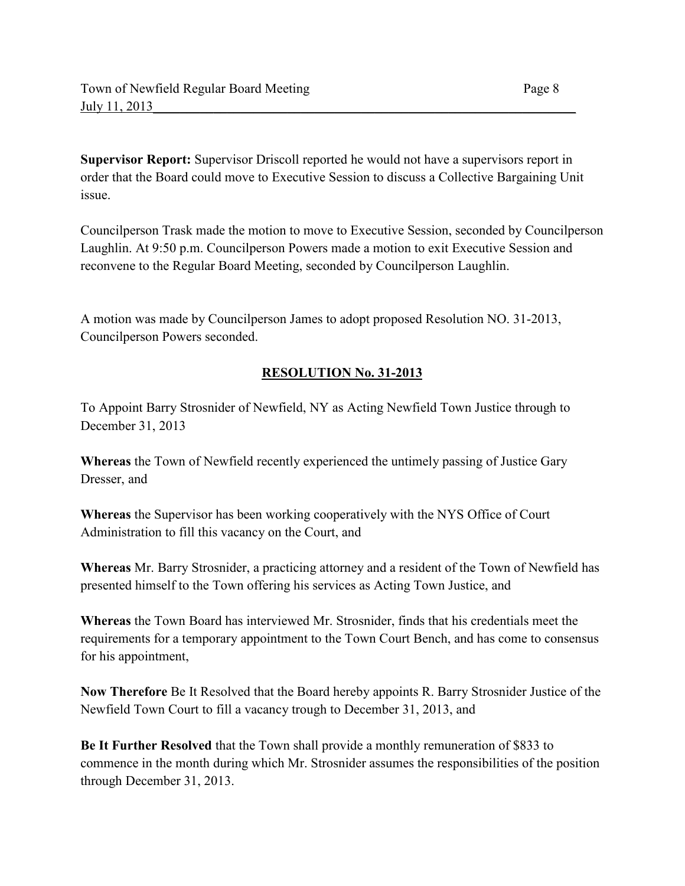**Supervisor Report:** Supervisor Driscoll reported he would not have a supervisors report in order that the Board could move to Executive Session to discuss a Collective Bargaining Unit issue.

Councilperson Trask made the motion to move to Executive Session, seconded by Councilperson Laughlin. At 9:50 p.m. Councilperson Powers made a motion to exit Executive Session and reconvene to the Regular Board Meeting, seconded by Councilperson Laughlin.

A motion was made by Councilperson James to adopt proposed Resolution NO. 31-2013, Councilperson Powers seconded.

## RESOLUTION No. 31-2013

To Appoint Barry Strosnider of Newfield, NY as Acting Newfield Town Justice through to December 31, 2013

**Whereas** the Town of Newfield recently experienced the untimely passing of Justice Gary Dresser, and

**Whereas** the Supervisor has been working cooperatively with the NYS Office of Court Administration to fill this vacancy on the Court, and

**Whereas** Mr. Barry Strosnider, a practicing attorney and a resident of the Town of Newfield has presented himself to the Town offering his services as Acting Town Justice, and

**Whereas** the Town Board has interviewed Mr. Strosnider, finds that his credentials meet the requirements for a temporary appointment to the Town Court Bench, and has come to consensus for his appointment,

**Now Therefore** Be It Resolved that the Board hereby appoints R. Barry Strosnider Justice of the Newfield Town Court to fill a vacancy trough to December 31, 2013, and

**Be It Further Resolved** that the Town shall provide a monthly remuneration of $833 to commence in the month during which Mr. Strosnider assumes the responsibilities of the position through December 31, 2013.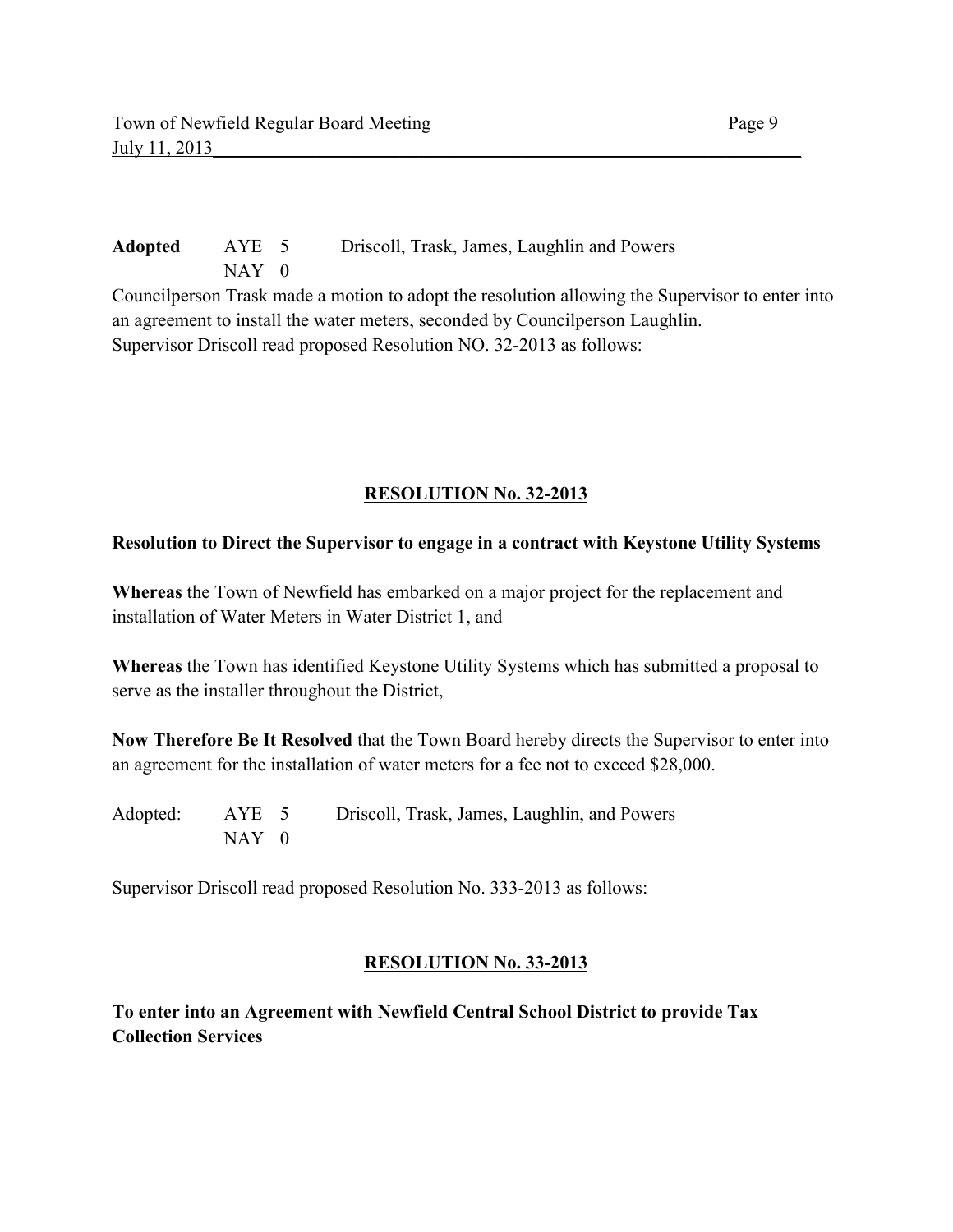**Adopted** AYE 5 Driscoll, Trask, James, Laughlin and Powers
NAY 0

Councilperson Trask made a motion to adopt the resolution allowing the Supervisor to enter into an agreement to install the water meters, seconded by Councilperson Laughlin.
Supervisor Driscoll read proposed Resolution NO. 32-2013 as follows:

## RESOLUTION No. 32-2013

**Resolution to Direct the Supervisor to engage in a contract with Keystone Utility Systems**

**Whereas** the Town of Newfield has embarked on a major project for the replacement and installation of Water Meters in Water District 1, and

**Whereas** the Town has identified Keystone Utility Systems which has submitted a proposal to serve as the installer throughout the District,

**Now Therefore Be It Resolved** that the Town Board hereby directs the Supervisor to enter into an agreement for the installation of water meters for a fee not to exceed $28,000.

Adopted: AYE 5 Driscoll, Trask, James, Laughlin, and Powers
NAY 0

Supervisor Driscoll read proposed Resolution No. 333-2013 as follows:

## RESOLUTION No. 33-2013

**To enter into an Agreement with Newfield Central School District to provide Tax Collection Services**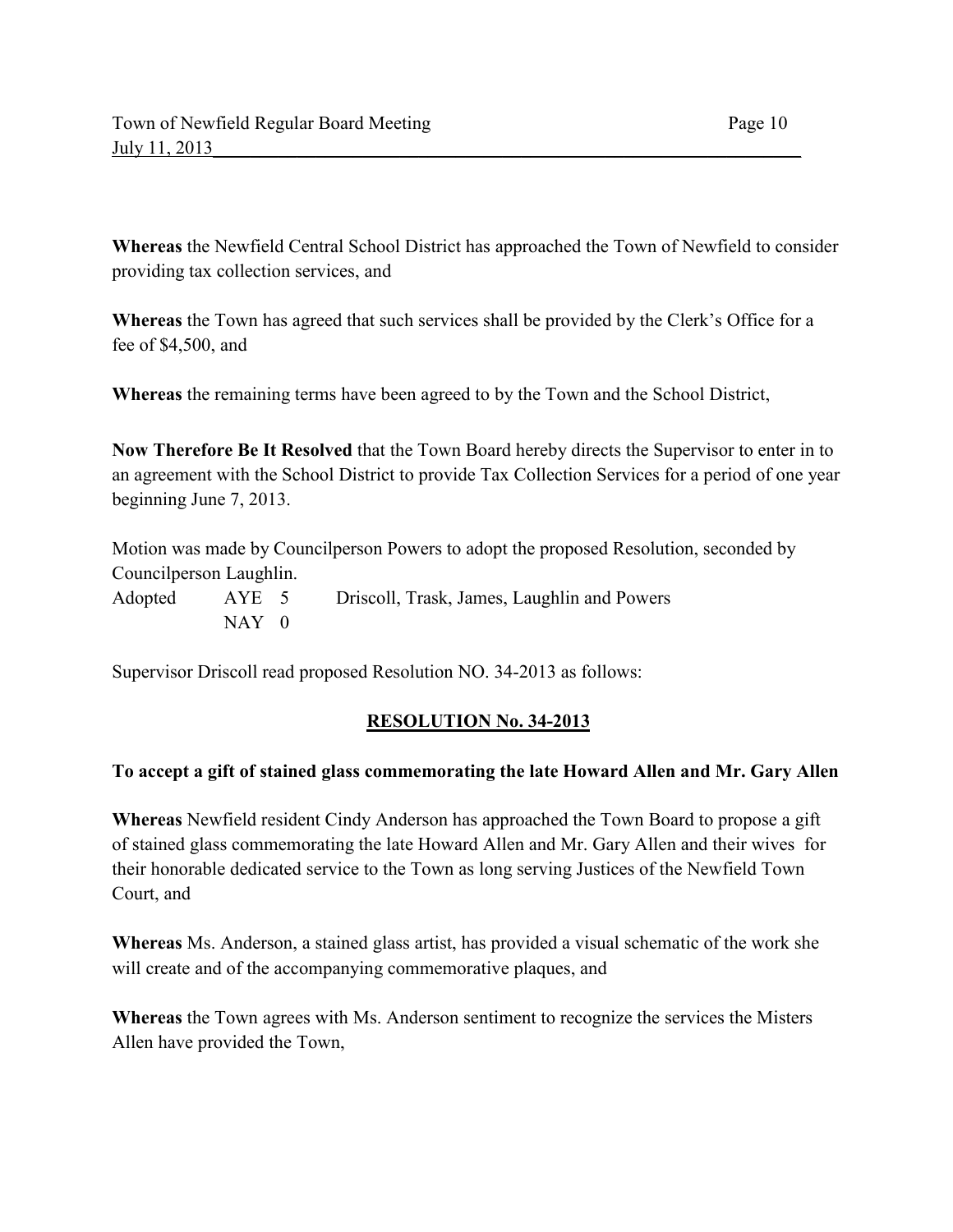**Whereas** the Newfield Central School District has approached the Town of Newfield to consider providing tax collection services, and

**Whereas** the Town has agreed that such services shall be provided by the Clerk's Office for a fee of $4,500, and

**Whereas** the remaining terms have been agreed to by the Town and the School District,

**Now Therefore Be It Resolved** that the Town Board hereby directs the Supervisor to enter in to an agreement with the School District to provide Tax Collection Services for a period of one year beginning June 7, 2013.

Motion was made by Councilperson Powers to adopt the proposed Resolution, seconded by Councilperson Laughlin.

| | | |
|---|---|---|
| Adopted | AYE 5 | Driscoll, Trask, James, Laughlin and Powers |
| | NAY 0 | |

Supervisor Driscoll read proposed Resolution NO. 34-2013 as follows:

## RESOLUTION No. 34-2013

**To accept a gift of stained glass commemorating the late Howard Allen and Mr. Gary Allen**

**Whereas** Newfield resident Cindy Anderson has approached the Town Board to propose a gift of stained glass commemorating the late Howard Allen and Mr. Gary Allen and their wives for their honorable dedicated service to the Town as long serving Justices of the Newfield Town Court, and

**Whereas** Ms. Anderson, a stained glass artist, has provided a visual schematic of the work she will create and of the accompanying commemorative plaques, and

**Whereas** the Town agrees with Ms. Anderson sentiment to recognize the services the Misters Allen have provided the Town,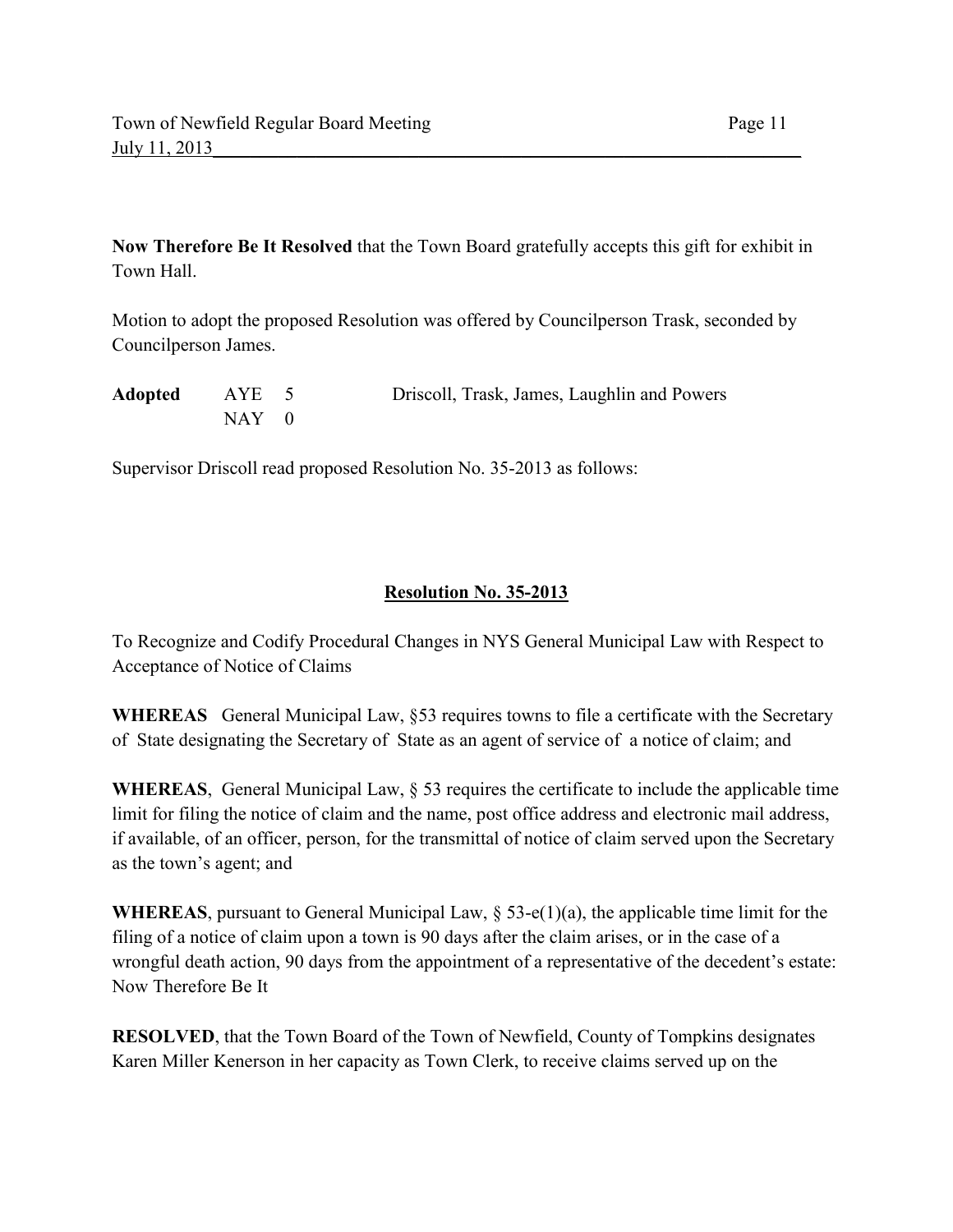**Now Therefore Be It Resolved** that the Town Board gratefully accepts this gift for exhibit in Town Hall.

Motion to adopt the proposed Resolution was offered by Councilperson Trask, seconded by Councilperson James.

| **Adopted** | AYE 5 | Driscoll, Trask, James, Laughlin and Powers |
| --- | --- | --- |
| | NAY 0 | |

Supervisor Driscoll read proposed Resolution No. 35-2013 as follows:

## Resolution No. 35-2013

To Recognize and Codify Procedural Changes in NYS General Municipal Law with Respect to Acceptance of Notice of Claims

**WHEREAS** General Municipal Law, §53 requires towns to file a certificate with the Secretary of State designating the Secretary of State as an agent of service of a notice of claim; and

**WHEREAS**, General Municipal Law, § 53 requires the certificate to include the applicable time limit for filing the notice of claim and the name, post office address and electronic mail address, if available, of an officer, person, for the transmittal of notice of claim served upon the Secretary as the town's agent; and

**WHEREAS**, pursuant to General Municipal Law, § 53-e(1)(a), the applicable time limit for the filing of a notice of claim upon a town is 90 days after the claim arises, or in the case of a wrongful death action, 90 days from the appointment of a representative of the decedent's estate: Now Therefore Be It

**RESOLVED**, that the Town Board of the Town of Newfield, County of Tompkins designates Karen Miller Kenerson in her capacity as Town Clerk, to receive claims served up on the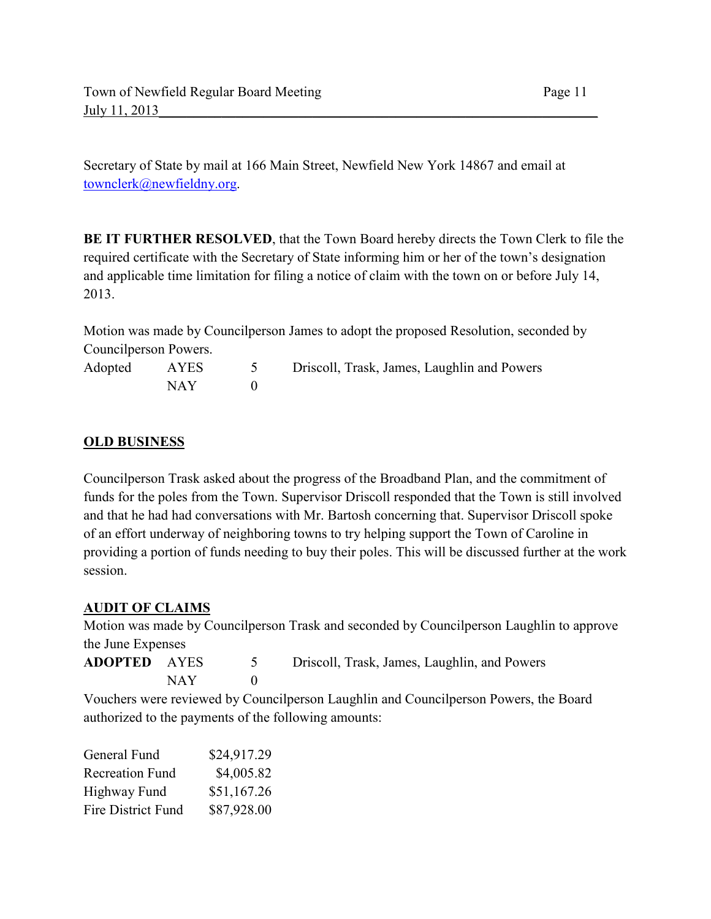Secretary of State by mail at 166 Main Street, Newfield New York 14867 and email at townclerk@newfieldny.org.

**BE IT FURTHER RESOLVED**, that the Town Board hereby directs the Town Clerk to file the required certificate with the Secretary of State informing him or her of the town's designation and applicable time limitation for filing a notice of claim with the town on or before July 14, 2013.

Motion was made by Councilperson James to adopt the proposed Resolution, seconded by Councilperson Powers.

| | | | |
|---|---|---|---|
| Adopted | AYES | 5 | Driscoll, Trask, James, Laughlin and Powers |
| | NAY | 0 | |

## OLD BUSINESS

Councilperson Trask asked about the progress of the Broadband Plan, and the commitment of funds for the poles from the Town. Supervisor Driscoll responded that the Town is still involved and that he had had conversations with Mr. Bartosh concerning that. Supervisor Driscoll spoke of an effort underway of neighboring towns to try helping support the Town of Caroline in providing a portion of funds needing to buy their poles. This will be discussed further at the work session.

## AUDIT OF CLAIMS

Motion was made by Councilperson Trask and seconded by Councilperson Laughlin to approve the June Expenses

| | | | |
|---|---|---|---|
| **ADOPTED** | AYES | 5 | Driscoll, Trask, James, Laughlin, and Powers |
| | NAY | 0 | |

Vouchers were reviewed by Councilperson Laughlin and Councilperson Powers, the Board authorized to the payments of the following amounts:

| | |
|---|---|
| General Fund | $24,917.29 |
| Recreation Fund | $4,005.82 |
| Highway Fund | $51,167.26 |
| Fire District Fund | $87,928.00 |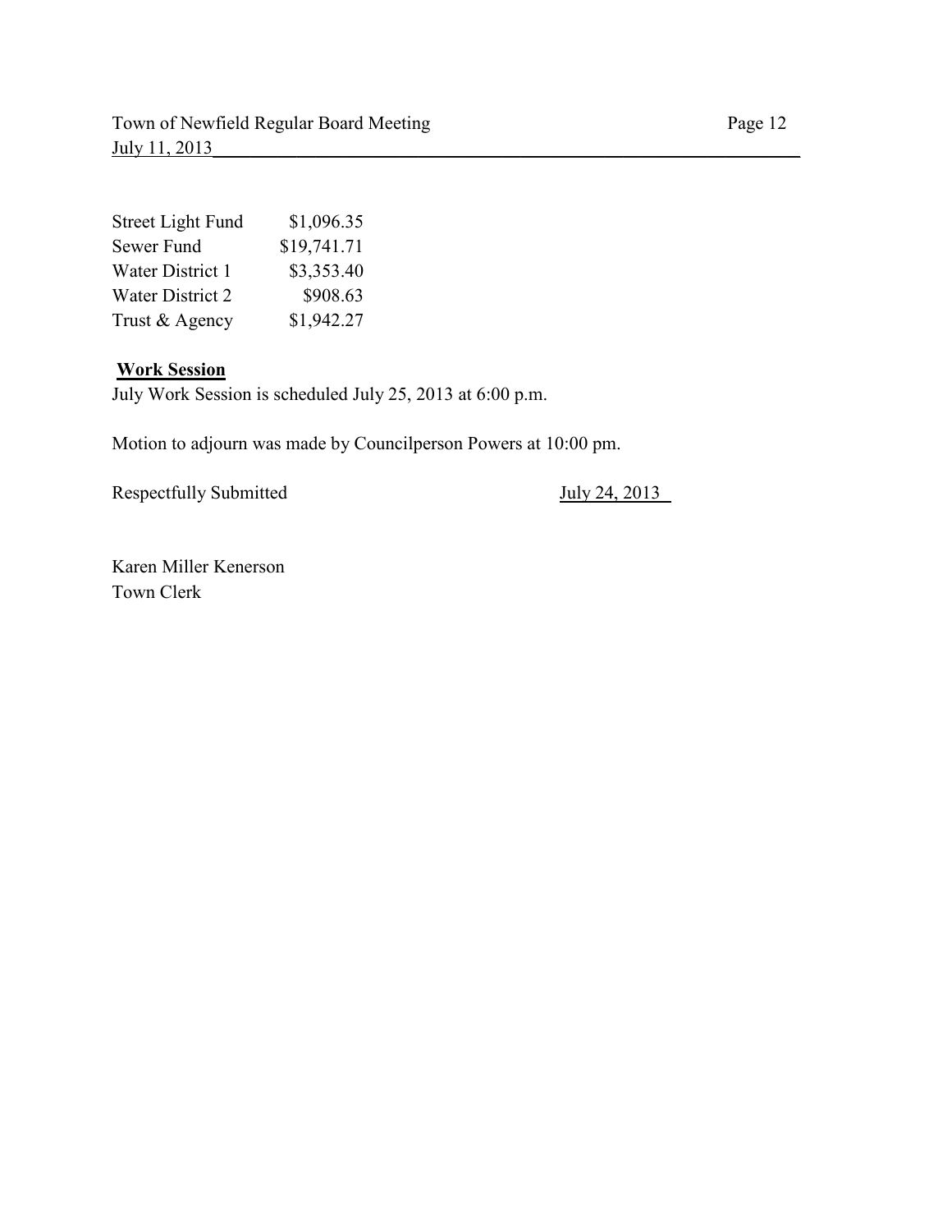| | |
|---|---|
| Street Light Fund | $1,096.35 |
| Sewer Fund | $19,741.71 |
| Water District 1 | $3,353.40 |
| Water District 2 | $908.63 |
| Trust & Agency | $1,942.27 |

**Work Session**

July Work Session is scheduled July 25, 2013 at 6:00 p.m.

Motion to adjourn was made by Councilperson Powers at 10:00 pm.

Respectfully Submitted July 24, 2013

Karen Miller Kenerson
Town Clerk